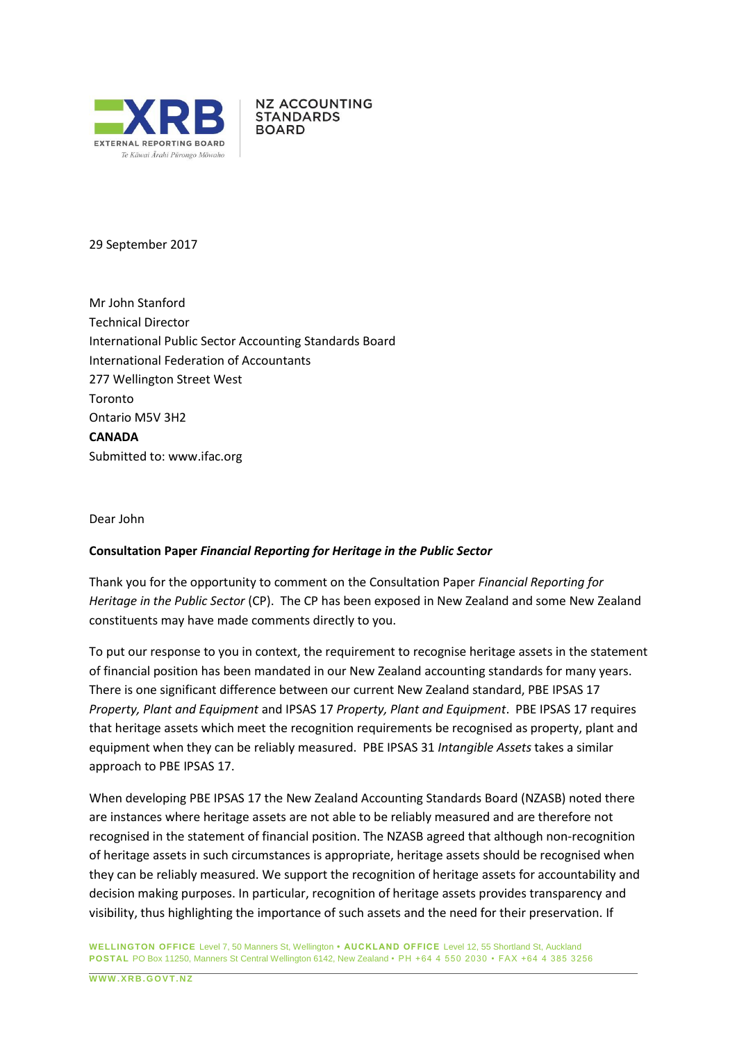**EXTERNAL REPORTING BOARD**
*Te Kāwai Ārahi Pūrongo Mōwaho*

**NZ ACCOUNTING STANDARDS BOARD**

29 September 2017

Mr John Stanford
Technical Director
International Public Sector Accounting Standards Board
International Federation of Accountants
277 Wellington Street West
Toronto
Ontario M5V 3H2
**CANADA**
Submitted to: www.ifac.org

Dear John

**Consultation Paper *Financial Reporting for Heritage in the Public Sector***

Thank you for the opportunity to comment on the Consultation Paper *Financial Reporting for Heritage in the Public Sector* (CP). The CP has been exposed in New Zealand and some New Zealand constituents may have made comments directly to you.

To put our response to you in context, the requirement to recognise heritage assets in the statement of financial position has been mandated in our New Zealand accounting standards for many years. There is one significant difference between our current New Zealand standard, PBE IPSAS 17 *Property, Plant and Equipment* and IPSAS 17 *Property, Plant and Equipment*. PBE IPSAS 17 requires that heritage assets which meet the recognition requirements be recognised as property, plant and equipment when they can be reliably measured. PBE IPSAS 31 *Intangible Assets* takes a similar approach to PBE IPSAS 17.

When developing PBE IPSAS 17 the New Zealand Accounting Standards Board (NZASB) noted there are instances where heritage assets are not able to be reliably measured and are therefore not recognised in the statement of financial position. The NZASB agreed that although non-recognition of heritage assets in such circumstances is appropriate, heritage assets should be recognised when they can be reliably measured. We support the recognition of heritage assets for accountability and decision making purposes. In particular, recognition of heritage assets provides transparency and visibility, thus highlighting the importance of such assets and the need for their preservation. If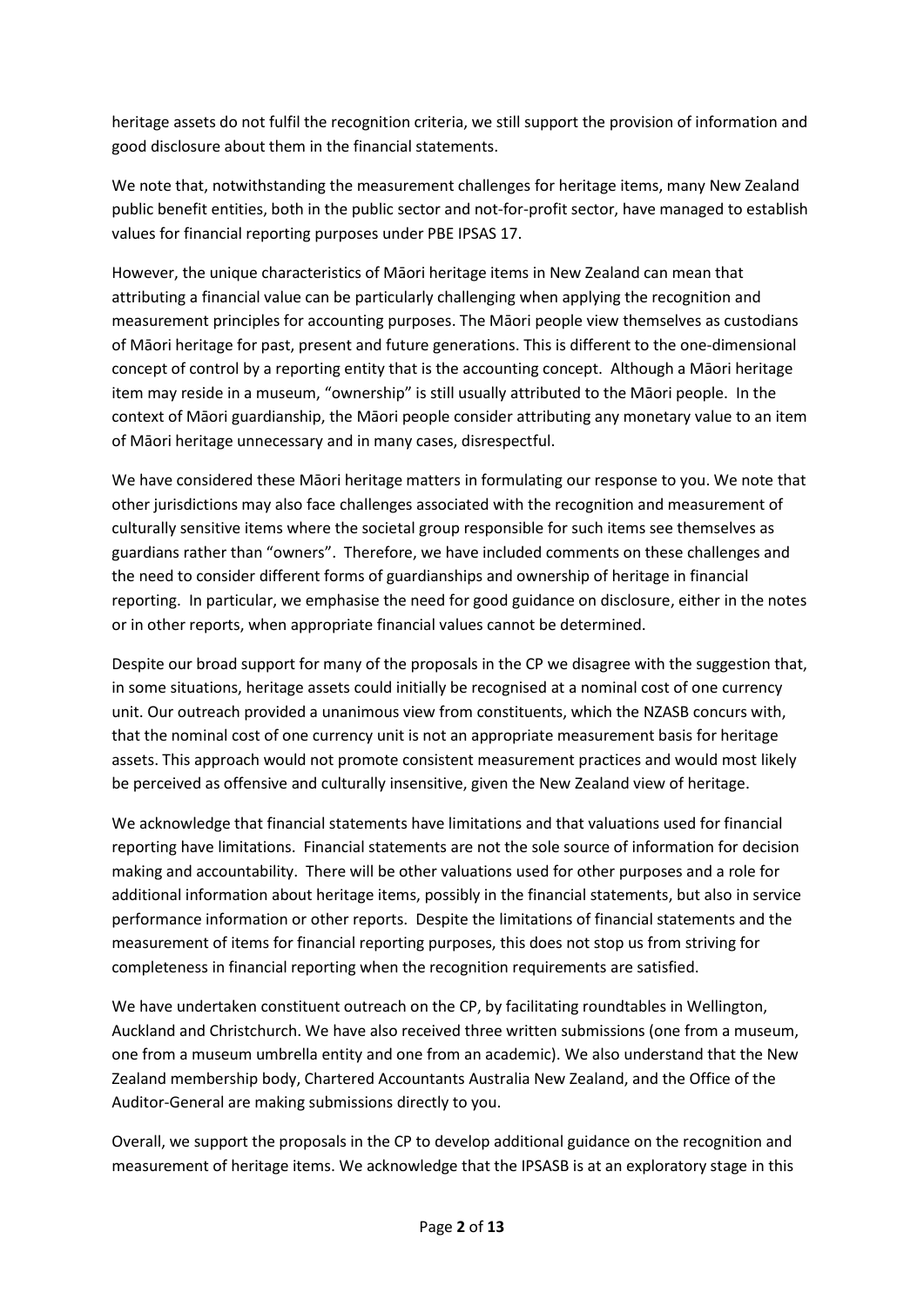heritage assets do not fulfil the recognition criteria, we still support the provision of information and good disclosure about them in the financial statements.

We note that, notwithstanding the measurement challenges for heritage items, many New Zealand public benefit entities, both in the public sector and not-for-profit sector, have managed to establish values for financial reporting purposes under PBE IPSAS 17.

However, the unique characteristics of Māori heritage items in New Zealand can mean that attributing a financial value can be particularly challenging when applying the recognition and measurement principles for accounting purposes. The Māori people view themselves as custodians of Māori heritage for past, present and future generations. This is different to the one-dimensional concept of control by a reporting entity that is the accounting concept. Although a Māori heritage item may reside in a museum, "ownership" is still usually attributed to the Māori people. In the context of Māori guardianship, the Māori people consider attributing any monetary value to an item of Māori heritage unnecessary and in many cases, disrespectful.

We have considered these Māori heritage matters in formulating our response to you. We note that other jurisdictions may also face challenges associated with the recognition and measurement of culturally sensitive items where the societal group responsible for such items see themselves as guardians rather than "owners". Therefore, we have included comments on these challenges and the need to consider different forms of guardianships and ownership of heritage in financial reporting. In particular, we emphasise the need for good guidance on disclosure, either in the notes or in other reports, when appropriate financial values cannot be determined.

Despite our broad support for many of the proposals in the CP we disagree with the suggestion that, in some situations, heritage assets could initially be recognised at a nominal cost of one currency unit. Our outreach provided a unanimous view from constituents, which the NZASB concurs with, that the nominal cost of one currency unit is not an appropriate measurement basis for heritage assets. This approach would not promote consistent measurement practices and would most likely be perceived as offensive and culturally insensitive, given the New Zealand view of heritage.

We acknowledge that financial statements have limitations and that valuations used for financial reporting have limitations. Financial statements are not the sole source of information for decision making and accountability. There will be other valuations used for other purposes and a role for additional information about heritage items, possibly in the financial statements, but also in service performance information or other reports. Despite the limitations of financial statements and the measurement of items for financial reporting purposes, this does not stop us from striving for completeness in financial reporting when the recognition requirements are satisfied.

We have undertaken constituent outreach on the CP, by facilitating roundtables in Wellington, Auckland and Christchurch. We have also received three written submissions (one from a museum, one from a museum umbrella entity and one from an academic). We also understand that the New Zealand membership body, Chartered Accountants Australia New Zealand, and the Office of the Auditor-General are making submissions directly to you.

Overall, we support the proposals in the CP to develop additional guidance on the recognition and measurement of heritage items. We acknowledge that the IPSASB is at an exploratory stage in this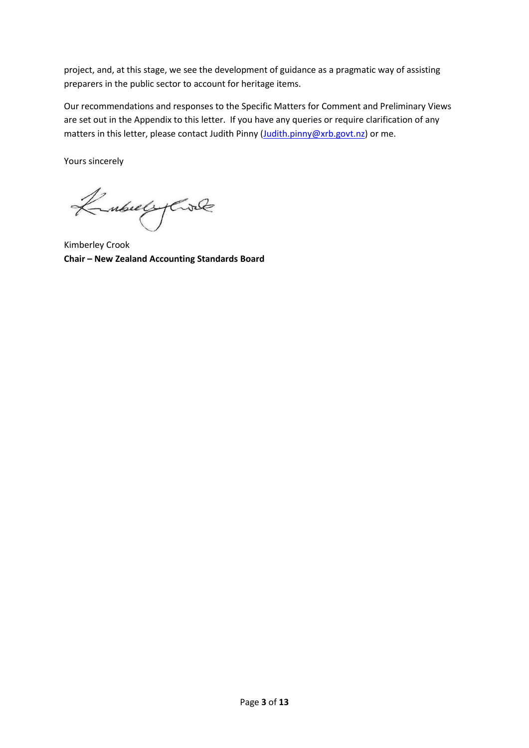project, and, at this stage, we see the development of guidance as a pragmatic way of assisting preparers in the public sector to account for heritage items.

Our recommendations and responses to the Specific Matters for Comment and Preliminary Views are set out in the Appendix to this letter. If you have any queries or require clarification of any matters in this letter, please contact Judith Pinny (Judith.pinny@xrb.govt.nz) or me.

Yours sincerely

Kimberley Crook
**Chair – New Zealand Accounting Standards Board**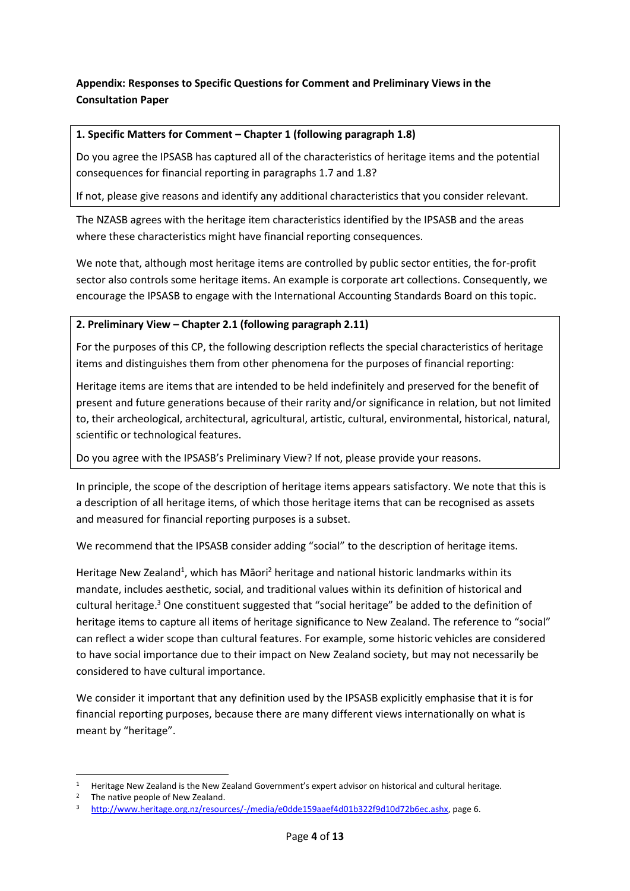**Appendix: Responses to Specific Questions for Comment and Preliminary Views in the Consultation Paper**

**1. Specific Matters for Comment – Chapter 1 (following paragraph 1.8)**

Do you agree the IPSASB has captured all of the characteristics of heritage items and the potential consequences for financial reporting in paragraphs 1.7 and 1.8?

If not, please give reasons and identify any additional characteristics that you consider relevant.

The NZASB agrees with the heritage item characteristics identified by the IPSASB and the areas where these characteristics might have financial reporting consequences.

We note that, although most heritage items are controlled by public sector entities, the for-profit sector also controls some heritage items. An example is corporate art collections. Consequently, we encourage the IPSASB to engage with the International Accounting Standards Board on this topic.

**2. Preliminary View – Chapter 2.1 (following paragraph 2.11)**

For the purposes of this CP, the following description reflects the special characteristics of heritage items and distinguishes them from other phenomena for the purposes of financial reporting:

Heritage items are items that are intended to be held indefinitely and preserved for the benefit of present and future generations because of their rarity and/or significance in relation, but not limited to, their archeological, architectural, agricultural, artistic, cultural, environmental, historical, natural, scientific or technological features.

Do you agree with the IPSASB's Preliminary View? If not, please provide your reasons.

In principle, the scope of the description of heritage items appears satisfactory. We note that this is a description of all heritage items, of which those heritage items that can be recognised as assets and measured for financial reporting purposes is a subset.

We recommend that the IPSASB consider adding "social" to the description of heritage items.

Heritage New Zealand[1], which has Māori[2] heritage and national historic landmarks within its mandate, includes aesthetic, social, and traditional values within its definition of historical and cultural heritage.[3] One constituent suggested that "social heritage" be added to the definition of heritage items to capture all items of heritage significance to New Zealand. The reference to "social" can reflect a wider scope than cultural features. For example, some historic vehicles are considered to have social importance due to their impact on New Zealand society, but may not necessarily be considered to have cultural importance.

We consider it important that any definition used by the IPSASB explicitly emphasise that it is for financial reporting purposes, because there are many different views internationally on what is meant by "heritage".

---

[1] Heritage New Zealand is the New Zealand Government's expert advisor on historical and cultural heritage.

[2] The native people of New Zealand.

[3] http://www.heritage.org.nz/resources/-/media/e0dde159aaef4d01b322f9d10d72b6ec.ashx, page 6.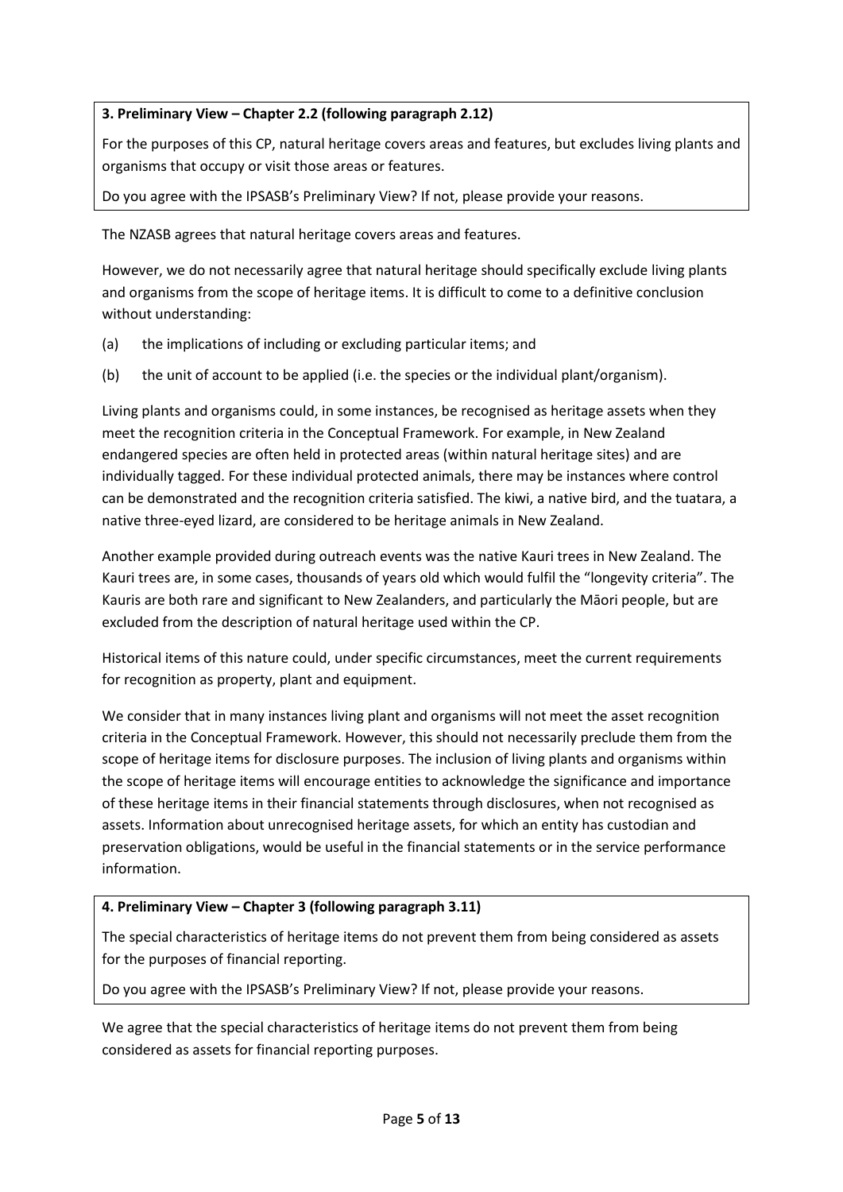**3. Preliminary View – Chapter 2.2 (following paragraph 2.12)**

For the purposes of this CP, natural heritage covers areas and features, but excludes living plants and organisms that occupy or visit those areas or features.

Do you agree with the IPSASB's Preliminary View? If not, please provide your reasons.

The NZASB agrees that natural heritage covers areas and features.

However, we do not necessarily agree that natural heritage should specifically exclude living plants and organisms from the scope of heritage items. It is difficult to come to a definitive conclusion without understanding:

(a) the implications of including or excluding particular items; and

(b) the unit of account to be applied (i.e. the species or the individual plant/organism).

Living plants and organisms could, in some instances, be recognised as heritage assets when they meet the recognition criteria in the Conceptual Framework. For example, in New Zealand endangered species are often held in protected areas (within natural heritage sites) and are individually tagged. For these individual protected animals, there may be instances where control can be demonstrated and the recognition criteria satisfied. The kiwi, a native bird, and the tuatara, a native three-eyed lizard, are considered to be heritage animals in New Zealand.

Another example provided during outreach events was the native Kauri trees in New Zealand. The Kauri trees are, in some cases, thousands of years old which would fulfil the "longevity criteria". The Kauris are both rare and significant to New Zealanders, and particularly the Māori people, but are excluded from the description of natural heritage used within the CP.

Historical items of this nature could, under specific circumstances, meet the current requirements for recognition as property, plant and equipment.

We consider that in many instances living plant and organisms will not meet the asset recognition criteria in the Conceptual Framework. However, this should not necessarily preclude them from the scope of heritage items for disclosure purposes. The inclusion of living plants and organisms within the scope of heritage items will encourage entities to acknowledge the significance and importance of these heritage items in their financial statements through disclosures, when not recognised as assets. Information about unrecognised heritage assets, for which an entity has custodian and preservation obligations, would be useful in the financial statements or in the service performance information.

**4. Preliminary View – Chapter 3 (following paragraph 3.11)**

The special characteristics of heritage items do not prevent them from being considered as assets for the purposes of financial reporting.

Do you agree with the IPSASB's Preliminary View? If not, please provide your reasons.

We agree that the special characteristics of heritage items do not prevent them from being considered as assets for financial reporting purposes.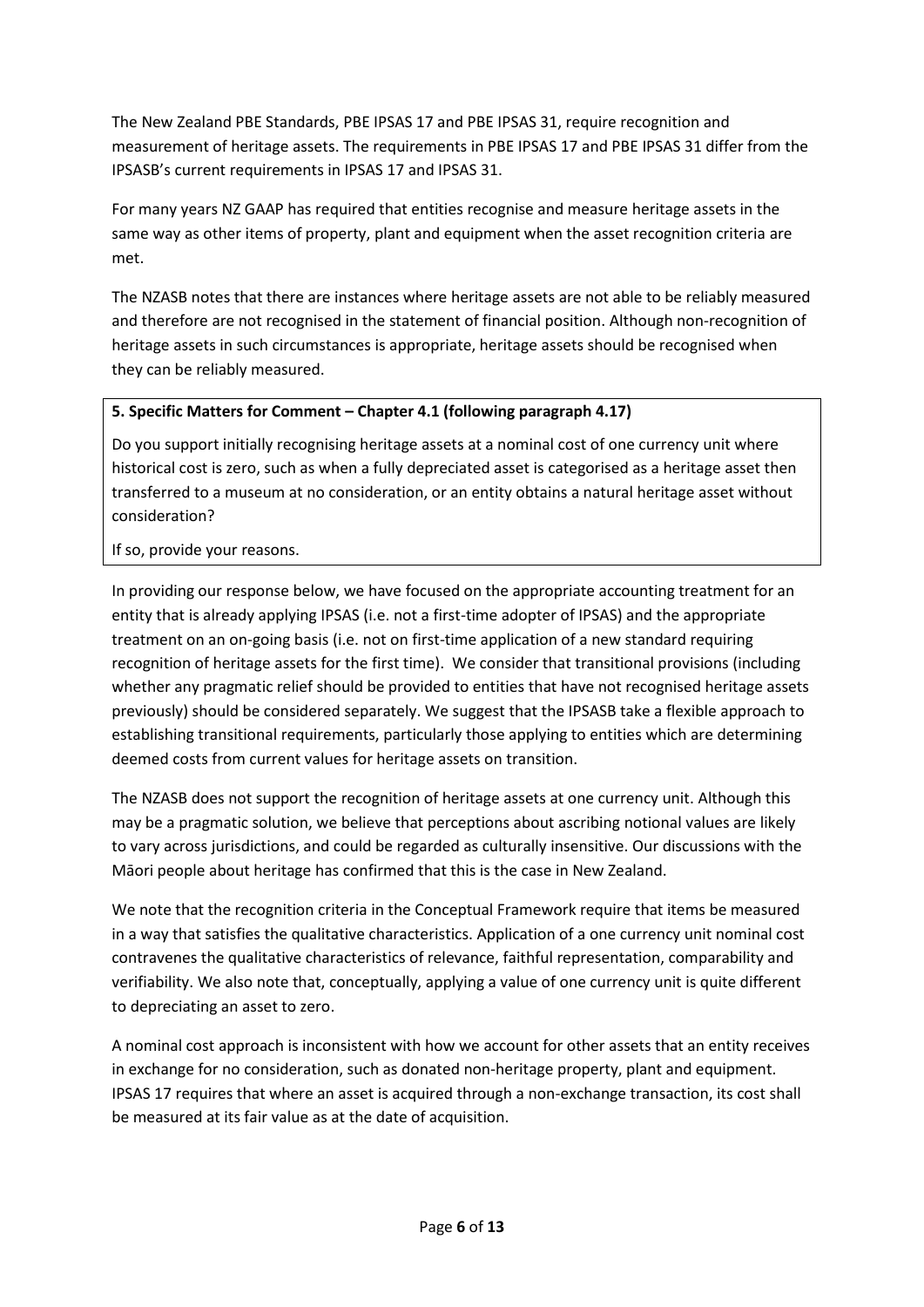The New Zealand PBE Standards, PBE IPSAS 17 and PBE IPSAS 31, require recognition and measurement of heritage assets. The requirements in PBE IPSAS 17 and PBE IPSAS 31 differ from the IPSASB's current requirements in IPSAS 17 and IPSAS 31.

For many years NZ GAAP has required that entities recognise and measure heritage assets in the same way as other items of property, plant and equipment when the asset recognition criteria are met.

The NZASB notes that there are instances where heritage assets are not able to be reliably measured and therefore are not recognised in the statement of financial position. Although non-recognition of heritage assets in such circumstances is appropriate, heritage assets should be recognised when they can be reliably measured.

**5. Specific Matters for Comment – Chapter 4.1 (following paragraph 4.17)**

Do you support initially recognising heritage assets at a nominal cost of one currency unit where historical cost is zero, such as when a fully depreciated asset is categorised as a heritage asset then transferred to a museum at no consideration, or an entity obtains a natural heritage asset without consideration?

If so, provide your reasons.

In providing our response below, we have focused on the appropriate accounting treatment for an entity that is already applying IPSAS (i.e. not a first-time adopter of IPSAS) and the appropriate treatment on an on-going basis (i.e. not on first-time application of a new standard requiring recognition of heritage assets for the first time). We consider that transitional provisions (including whether any pragmatic relief should be provided to entities that have not recognised heritage assets previously) should be considered separately. We suggest that the IPSASB take a flexible approach to establishing transitional requirements, particularly those applying to entities which are determining deemed costs from current values for heritage assets on transition.

The NZASB does not support the recognition of heritage assets at one currency unit. Although this may be a pragmatic solution, we believe that perceptions about ascribing notional values are likely to vary across jurisdictions, and could be regarded as culturally insensitive. Our discussions with the Māori people about heritage has confirmed that this is the case in New Zealand.

We note that the recognition criteria in the Conceptual Framework require that items be measured in a way that satisfies the qualitative characteristics. Application of a one currency unit nominal cost contravenes the qualitative characteristics of relevance, faithful representation, comparability and verifiability. We also note that, conceptually, applying a value of one currency unit is quite different to depreciating an asset to zero.

A nominal cost approach is inconsistent with how we account for other assets that an entity receives in exchange for no consideration, such as donated non-heritage property, plant and equipment. IPSAS 17 requires that where an asset is acquired through a non-exchange transaction, its cost shall be measured at its fair value as at the date of acquisition.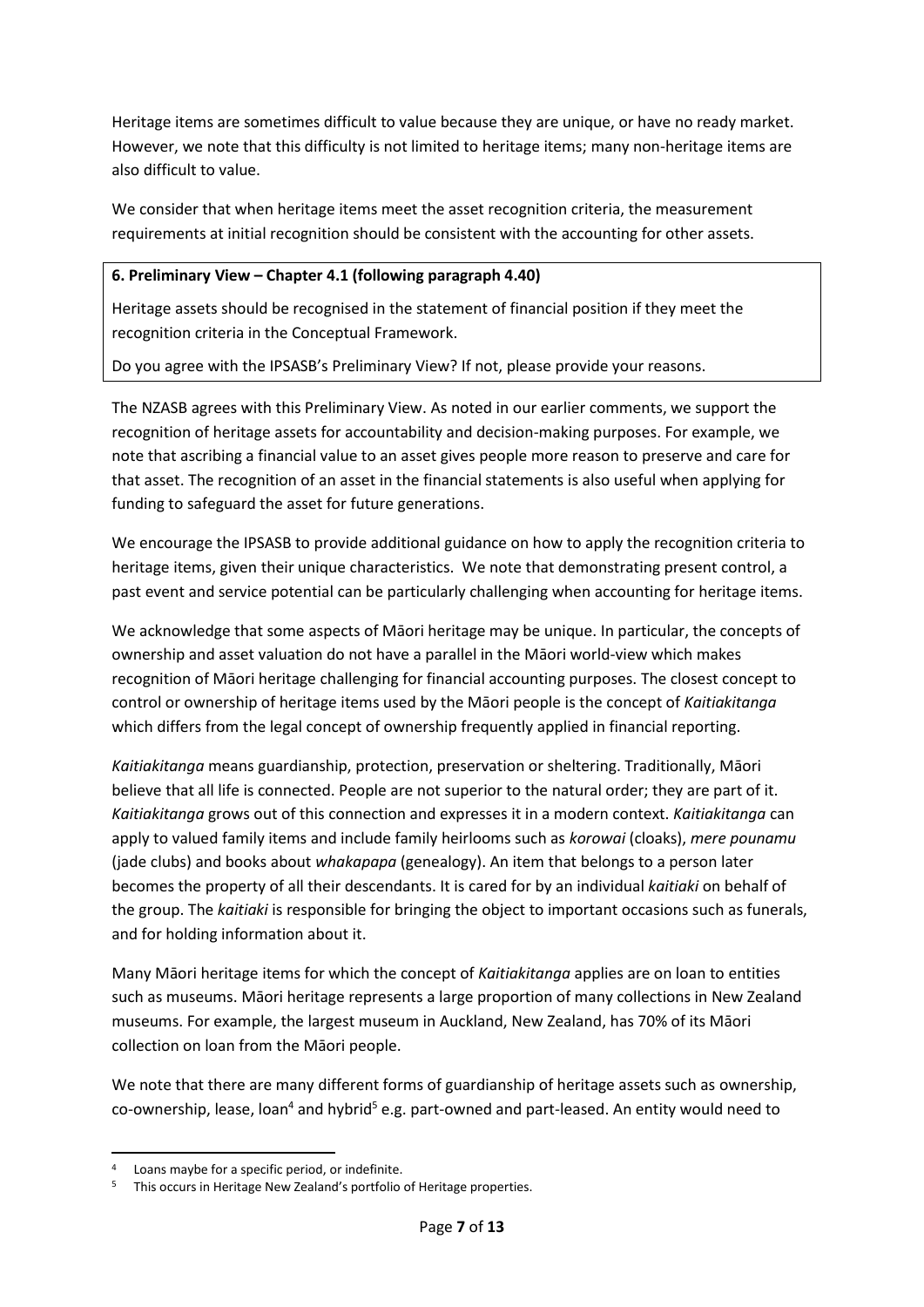Heritage items are sometimes difficult to value because they are unique, or have no ready market. However, we note that this difficulty is not limited to heritage items; many non-heritage items are also difficult to value.

We consider that when heritage items meet the asset recognition criteria, the measurement requirements at initial recognition should be consistent with the accounting for other assets.

**6. Preliminary View – Chapter 4.1 (following paragraph 4.40)**

Heritage assets should be recognised in the statement of financial position if they meet the recognition criteria in the Conceptual Framework.

Do you agree with the IPSASB's Preliminary View? If not, please provide your reasons.

The NZASB agrees with this Preliminary View. As noted in our earlier comments, we support the recognition of heritage assets for accountability and decision-making purposes. For example, we note that ascribing a financial value to an asset gives people more reason to preserve and care for that asset. The recognition of an asset in the financial statements is also useful when applying for funding to safeguard the asset for future generations.

We encourage the IPSASB to provide additional guidance on how to apply the recognition criteria to heritage items, given their unique characteristics. We note that demonstrating present control, a past event and service potential can be particularly challenging when accounting for heritage items.

We acknowledge that some aspects of Māori heritage may be unique. In particular, the concepts of ownership and asset valuation do not have a parallel in the Māori world-view which makes recognition of Māori heritage challenging for financial accounting purposes. The closest concept to control or ownership of heritage items used by the Māori people is the concept of *Kaitiakitanga* which differs from the legal concept of ownership frequently applied in financial reporting.

*Kaitiakitanga* means guardianship, protection, preservation or sheltering. Traditionally, Māori believe that all life is connected. People are not superior to the natural order; they are part of it. *Kaitiakitanga* grows out of this connection and expresses it in a modern context. *Kaitiakitanga* can apply to valued family items and include family heirlooms such as *korowai* (cloaks), *mere pounamu* (jade clubs) and books about *whakapapa* (genealogy). An item that belongs to a person later becomes the property of all their descendants. It is cared for by an individual *kaitiaki* on behalf of the group. The *kaitiaki* is responsible for bringing the object to important occasions such as funerals, and for holding information about it.

Many Māori heritage items for which the concept of *Kaitiakitanga* applies are on loan to entities such as museums. Māori heritage represents a large proportion of many collections in New Zealand museums. For example, the largest museum in Auckland, New Zealand, has 70% of its Māori collection on loan from the Māori people.

We note that there are many different forms of guardianship of heritage assets such as ownership, co-ownership, lease, loan[4] and hybrid[5] e.g. part-owned and part-leased. An entity would need to

[4] Loans maybe for a specific period, or indefinite.

[5] This occurs in Heritage New Zealand's portfolio of Heritage properties.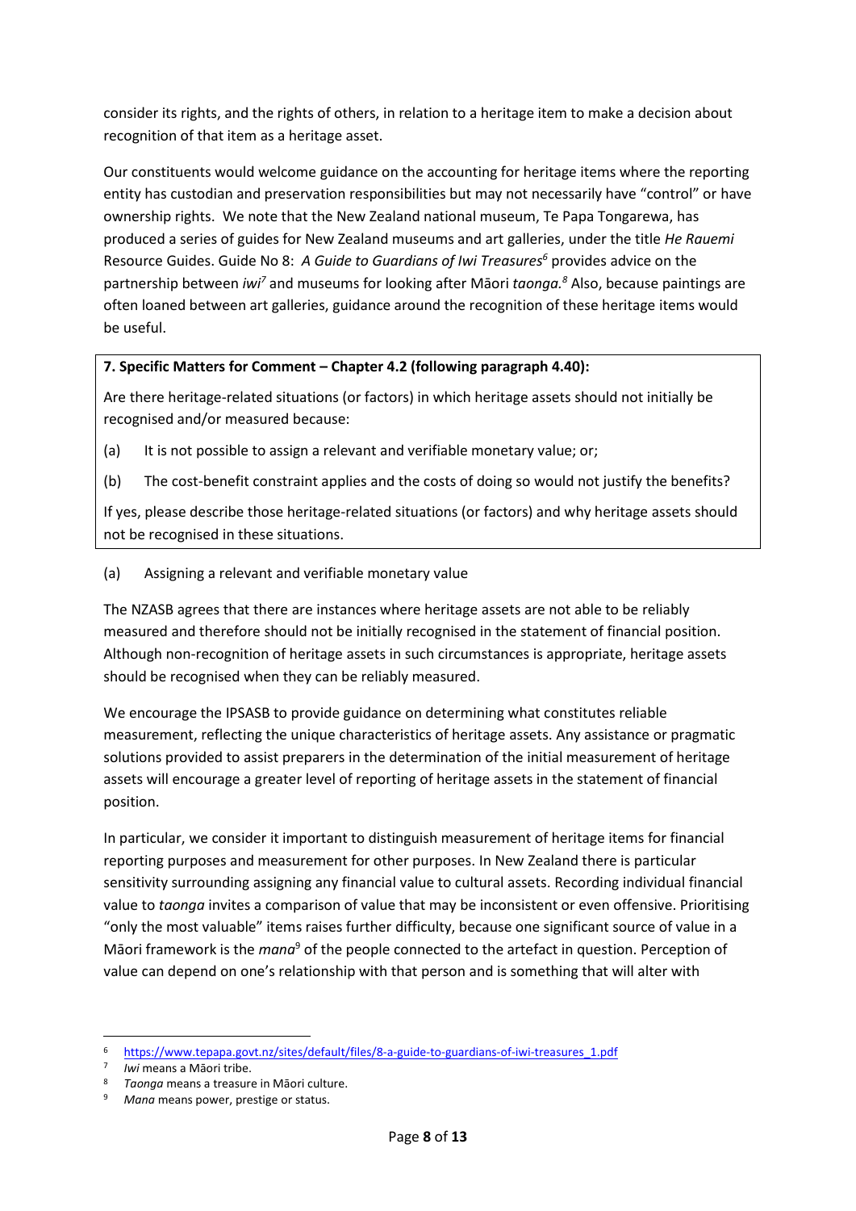consider its rights, and the rights of others, in relation to a heritage item to make a decision about recognition of that item as a heritage asset.

Our constituents would welcome guidance on the accounting for heritage items where the reporting entity has custodian and preservation responsibilities but may not necessarily have "control" or have ownership rights. We note that the New Zealand national museum, Te Papa Tongarewa, has produced a series of guides for New Zealand museums and art galleries, under the title *He Rauemi* Resource Guides. Guide No 8: *A Guide to Guardians of Iwi Treasures*[6] provides advice on the partnership between *iwi*[7] and museums for looking after Māori *taonga.*[8] Also, because paintings are often loaned between art galleries, guidance around the recognition of these heritage items would be useful.

> **7. Specific Matters for Comment – Chapter 4.2 (following paragraph 4.40):**
>
> Are there heritage-related situations (or factors) in which heritage assets should not initially be recognised and/or measured because:
>
> (a) It is not possible to assign a relevant and verifiable monetary value; or;
>
> (b) The cost-benefit constraint applies and the costs of doing so would not justify the benefits?
>
> If yes, please describe those heritage-related situations (or factors) and why heritage assets should not be recognised in these situations.

(a) Assigning a relevant and verifiable monetary value

The NZASB agrees that there are instances where heritage assets are not able to be reliably measured and therefore should not be initially recognised in the statement of financial position. Although non-recognition of heritage assets in such circumstances is appropriate, heritage assets should be recognised when they can be reliably measured.

We encourage the IPSASB to provide guidance on determining what constitutes reliable measurement, reflecting the unique characteristics of heritage assets. Any assistance or pragmatic solutions provided to assist preparers in the determination of the initial measurement of heritage assets will encourage a greater level of reporting of heritage assets in the statement of financial position.

In particular, we consider it important to distinguish measurement of heritage items for financial reporting purposes and measurement for other purposes. In New Zealand there is particular sensitivity surrounding assigning any financial value to cultural assets. Recording individual financial value to *taonga* invites a comparison of value that may be inconsistent or even offensive. Prioritising "only the most valuable" items raises further difficulty, because one significant source of value in a Māori framework is the *mana*[9] of the people connected to the artefact in question. Perception of value can depend on one's relationship with that person and is something that will alter with

---

[6] https://www.tepapa.govt.nz/sites/default/files/8-a-guide-to-guardians-of-iwi-treasures_1.pdf

[7] *Iwi* means a Māori tribe.

[8] *Taonga* means a treasure in Māori culture.

[9] *Mana* means power, prestige or status.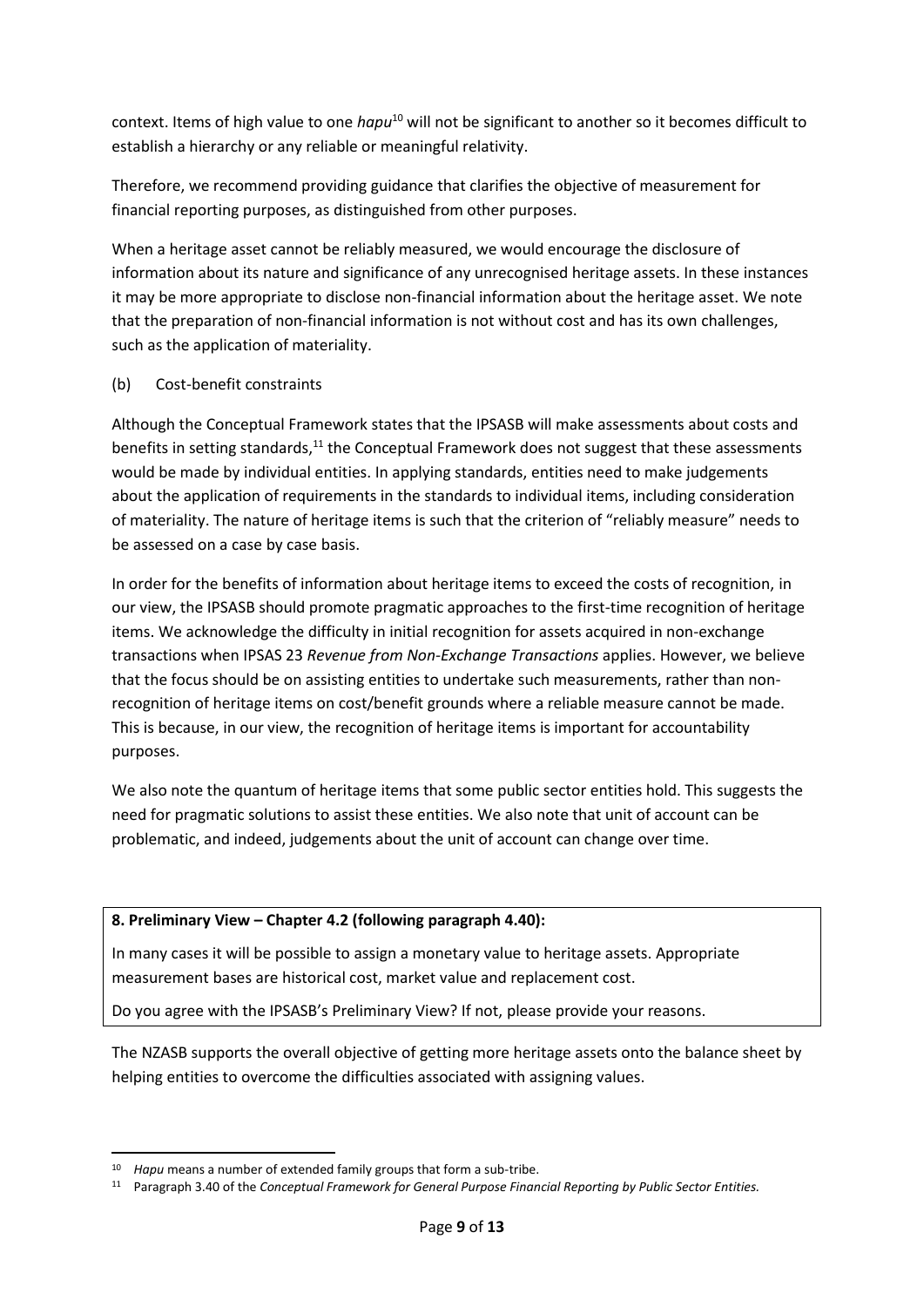context. Items of high value to one *hapu*[10] will not be significant to another so it becomes difficult to establish a hierarchy or any reliable or meaningful relativity.

Therefore, we recommend providing guidance that clarifies the objective of measurement for financial reporting purposes, as distinguished from other purposes.

When a heritage asset cannot be reliably measured, we would encourage the disclosure of information about its nature and significance of any unrecognised heritage assets. In these instances it may be more appropriate to disclose non-financial information about the heritage asset. We note that the preparation of non-financial information is not without cost and has its own challenges, such as the application of materiality.

(b) Cost-benefit constraints

Although the Conceptual Framework states that the IPSASB will make assessments about costs and benefits in setting standards,[11] the Conceptual Framework does not suggest that these assessments would be made by individual entities. In applying standards, entities need to make judgements about the application of requirements in the standards to individual items, including consideration of materiality. The nature of heritage items is such that the criterion of "reliably measure" needs to be assessed on a case by case basis.

In order for the benefits of information about heritage items to exceed the costs of recognition, in our view, the IPSASB should promote pragmatic approaches to the first-time recognition of heritage items. We acknowledge the difficulty in initial recognition for assets acquired in non-exchange transactions when IPSAS 23 *Revenue from Non-Exchange Transactions* applies. However, we believe that the focus should be on assisting entities to undertake such measurements, rather than non-recognition of heritage items on cost/benefit grounds where a reliable measure cannot be made. This is because, in our view, the recognition of heritage items is important for accountability purposes.

We also note the quantum of heritage items that some public sector entities hold. This suggests the need for pragmatic solutions to assist these entities. We also note that unit of account can be problematic, and indeed, judgements about the unit of account can change over time.

**8. Preliminary View – Chapter 4.2 (following paragraph 4.40):**

In many cases it will be possible to assign a monetary value to heritage assets. Appropriate measurement bases are historical cost, market value and replacement cost.

Do you agree with the IPSASB's Preliminary View? If not, please provide your reasons.

The NZASB supports the overall objective of getting more heritage assets onto the balance sheet by helping entities to overcome the difficulties associated with assigning values.

---

[10] *Hapu* means a number of extended family groups that form a sub-tribe.

[11] Paragraph 3.40 of the *Conceptual Framework for General Purpose Financial Reporting by Public Sector Entities.*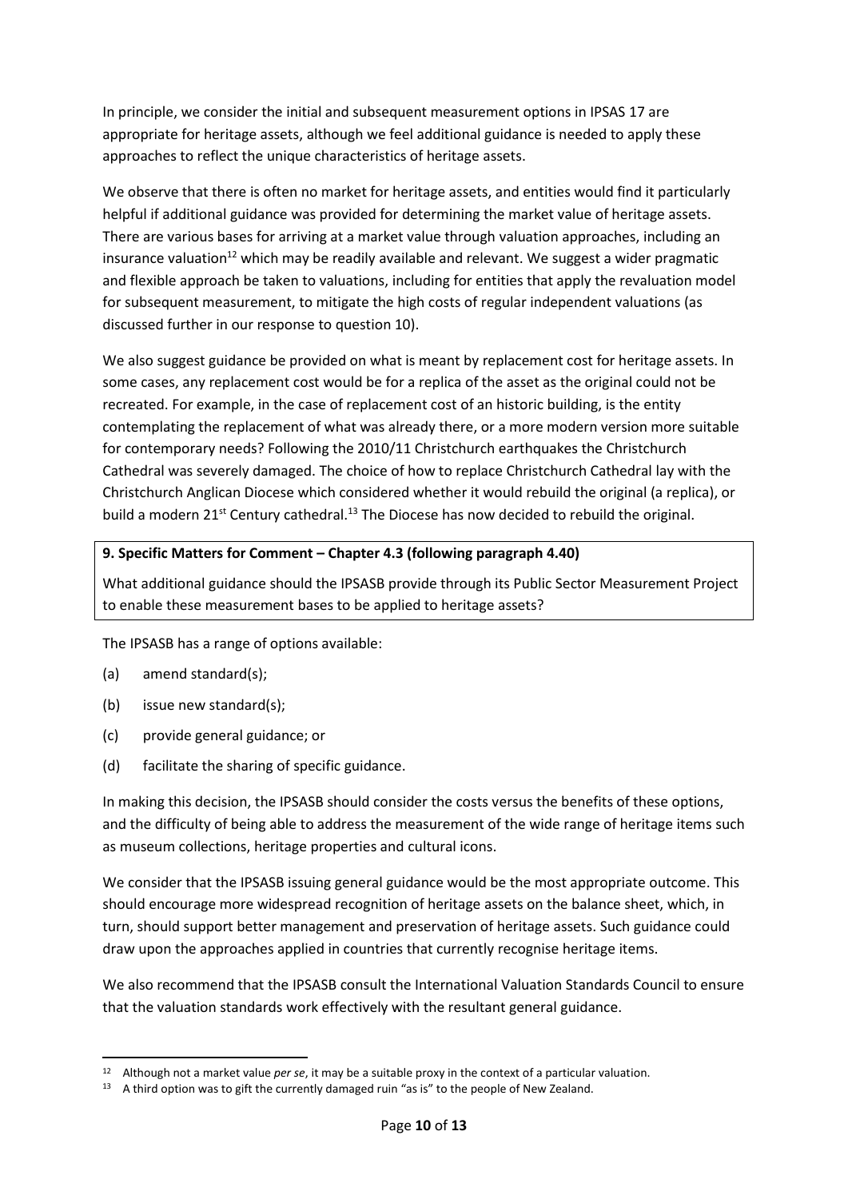In principle, we consider the initial and subsequent measurement options in IPSAS 17 are appropriate for heritage assets, although we feel additional guidance is needed to apply these approaches to reflect the unique characteristics of heritage assets.

We observe that there is often no market for heritage assets, and entities would find it particularly helpful if additional guidance was provided for determining the market value of heritage assets. There are various bases for arriving at a market value through valuation approaches, including an insurance valuation[12] which may be readily available and relevant. We suggest a wider pragmatic and flexible approach be taken to valuations, including for entities that apply the revaluation model for subsequent measurement, to mitigate the high costs of regular independent valuations (as discussed further in our response to question 10).

We also suggest guidance be provided on what is meant by replacement cost for heritage assets. In some cases, any replacement cost would be for a replica of the asset as the original could not be recreated. For example, in the case of replacement cost of an historic building, is the entity contemplating the replacement of what was already there, or a more modern version more suitable for contemporary needs? Following the 2010/11 Christchurch earthquakes the Christchurch Cathedral was severely damaged. The choice of how to replace Christchurch Cathedral lay with the Christchurch Anglican Diocese which considered whether it would rebuild the original (a replica), or build a modern 21st Century cathedral.[13] The Diocese has now decided to rebuild the original.

**9. Specific Matters for Comment – Chapter 4.3 (following paragraph 4.40)**

What additional guidance should the IPSASB provide through its Public Sector Measurement Project to enable these measurement bases to be applied to heritage assets?

The IPSASB has a range of options available:

(a) amend standard(s);

(b) issue new standard(s);

(c) provide general guidance; or

(d) facilitate the sharing of specific guidance.

In making this decision, the IPSASB should consider the costs versus the benefits of these options, and the difficulty of being able to address the measurement of the wide range of heritage items such as museum collections, heritage properties and cultural icons.

We consider that the IPSASB issuing general guidance would be the most appropriate outcome. This should encourage more widespread recognition of heritage assets on the balance sheet, which, in turn, should support better management and preservation of heritage assets. Such guidance could draw upon the approaches applied in countries that currently recognise heritage items.

We also recommend that the IPSASB consult the International Valuation Standards Council to ensure that the valuation standards work effectively with the resultant general guidance.

---

[12] Although not a market value *per se*, it may be a suitable proxy in the context of a particular valuation.

[13] A third option was to gift the currently damaged ruin "as is" to the people of New Zealand.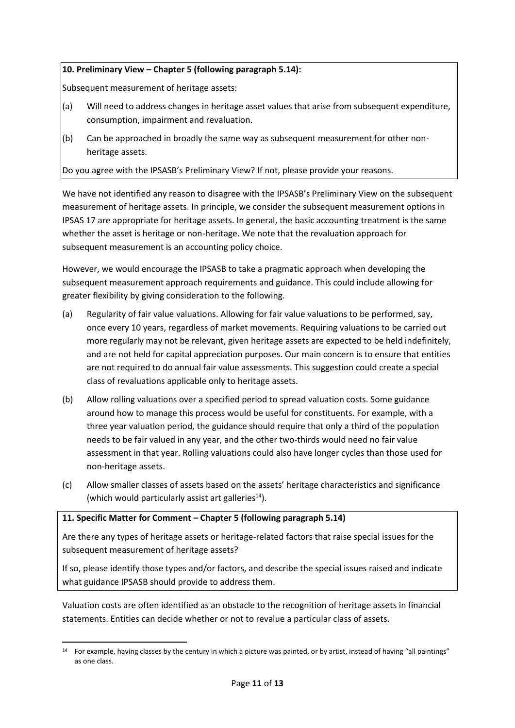**10. Preliminary View – Chapter 5 (following paragraph 5.14):**

Subsequent measurement of heritage assets:

(a) Will need to address changes in heritage asset values that arise from subsequent expenditure, consumption, impairment and revaluation.

(b) Can be approached in broadly the same way as subsequent measurement for other non-heritage assets.

Do you agree with the IPSASB's Preliminary View? If not, please provide your reasons.

We have not identified any reason to disagree with the IPSASB's Preliminary View on the subsequent measurement of heritage assets. In principle, we consider the subsequent measurement options in IPSAS 17 are appropriate for heritage assets. In general, the basic accounting treatment is the same whether the asset is heritage or non-heritage. We note that the revaluation approach for subsequent measurement is an accounting policy choice.

However, we would encourage the IPSASB to take a pragmatic approach when developing the subsequent measurement approach requirements and guidance. This could include allowing for greater flexibility by giving consideration to the following.

(a) Regularity of fair value valuations. Allowing for fair value valuations to be performed, say, once every 10 years, regardless of market movements. Requiring valuations to be carried out more regularly may not be relevant, given heritage assets are expected to be held indefinitely, and are not held for capital appreciation purposes. Our main concern is to ensure that entities are not required to do annual fair value assessments. This suggestion could create a special class of revaluations applicable only to heritage assets.

(b) Allow rolling valuations over a specified period to spread valuation costs. Some guidance around how to manage this process would be useful for constituents. For example, with a three year valuation period, the guidance should require that only a third of the population needs to be fair valued in any year, and the other two-thirds would need no fair value assessment in that year. Rolling valuations could also have longer cycles than those used for non-heritage assets.

(c) Allow smaller classes of assets based on the assets' heritage characteristics and significance (which would particularly assist art galleries[14]).

**11. Specific Matter for Comment – Chapter 5 (following paragraph 5.14)**

Are there any types of heritage assets or heritage-related factors that raise special issues for the subsequent measurement of heritage assets?

If so, please identify those types and/or factors, and describe the special issues raised and indicate what guidance IPSASB should provide to address them.

Valuation costs are often identified as an obstacle to the recognition of heritage assets in financial statements. Entities can decide whether or not to revalue a particular class of assets.

[14] For example, having classes by the century in which a picture was painted, or by artist, instead of having "all paintings" as one class.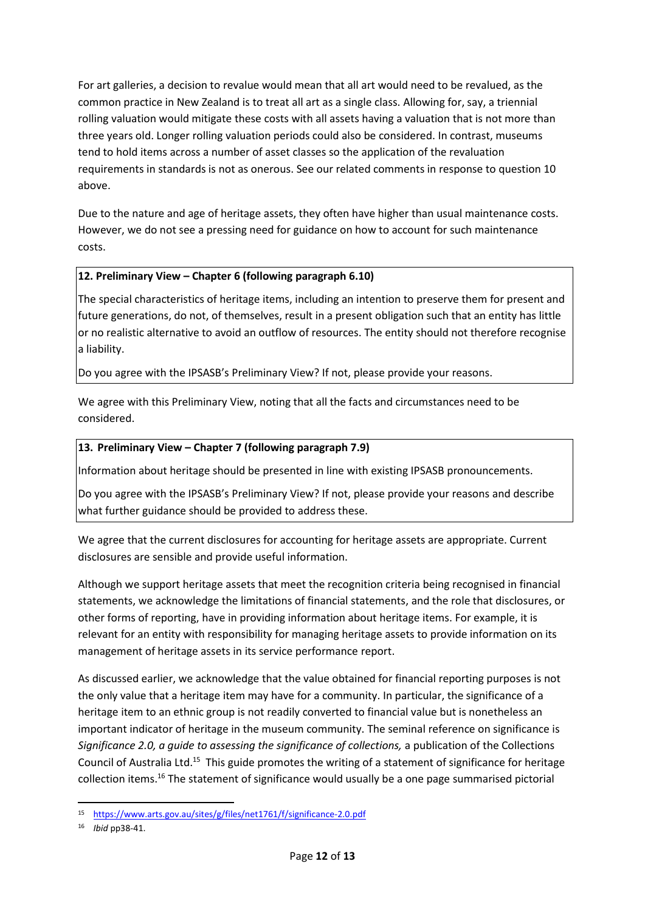For art galleries, a decision to revalue would mean that all art would need to be revalued, as the common practice in New Zealand is to treat all art as a single class. Allowing for, say, a triennial rolling valuation would mitigate these costs with all assets having a valuation that is not more than three years old. Longer rolling valuation periods could also be considered. In contrast, museums tend to hold items across a number of asset classes so the application of the revaluation requirements in standards is not as onerous. See our related comments in response to question 10 above.

Due to the nature and age of heritage assets, they often have higher than usual maintenance costs. However, we do not see a pressing need for guidance on how to account for such maintenance costs.

**12. Preliminary View – Chapter 6 (following paragraph 6.10)**

The special characteristics of heritage items, including an intention to preserve them for present and future generations, do not, of themselves, result in a present obligation such that an entity has little or no realistic alternative to avoid an outflow of resources. The entity should not therefore recognise a liability.

Do you agree with the IPSASB's Preliminary View? If not, please provide your reasons.

We agree with this Preliminary View, noting that all the facts and circumstances need to be considered.

**13. Preliminary View – Chapter 7 (following paragraph 7.9)**

Information about heritage should be presented in line with existing IPSASB pronouncements.

Do you agree with the IPSASB's Preliminary View? If not, please provide your reasons and describe what further guidance should be provided to address these.

We agree that the current disclosures for accounting for heritage assets are appropriate. Current disclosures are sensible and provide useful information.

Although we support heritage assets that meet the recognition criteria being recognised in financial statements, we acknowledge the limitations of financial statements, and the role that disclosures, or other forms of reporting, have in providing information about heritage items. For example, it is relevant for an entity with responsibility for managing heritage assets to provide information on its management of heritage assets in its service performance report.

As discussed earlier, we acknowledge that the value obtained for financial reporting purposes is not the only value that a heritage item may have for a community. In particular, the significance of a heritage item to an ethnic group is not readily converted to financial value but is nonetheless an important indicator of heritage in the museum community. The seminal reference on significance is *Significance 2.0, a guide to assessing the significance of collections,* a publication of the Collections Council of Australia Ltd.[15] This guide promotes the writing of a statement of significance for heritage collection items.[16] The statement of significance would usually be a one page summarised pictorial

---

[15] https://www.arts.gov.au/sites/g/files/net1761/f/significance-2.0.pdf

[16] *Ibid* pp38-41.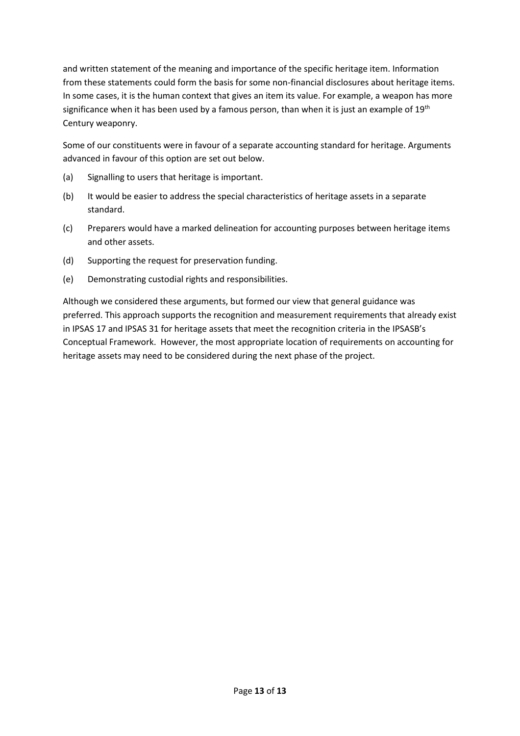and written statement of the meaning and importance of the specific heritage item. Information from these statements could form the basis for some non-financial disclosures about heritage items. In some cases, it is the human context that gives an item its value. For example, a weapon has more significance when it has been used by a famous person, than when it is just an example of 19th Century weaponry.

Some of our constituents were in favour of a separate accounting standard for heritage. Arguments advanced in favour of this option are set out below.

(a) Signalling to users that heritage is important.

(b) It would be easier to address the special characteristics of heritage assets in a separate standard.

(c) Preparers would have a marked delineation for accounting purposes between heritage items and other assets.

(d) Supporting the request for preservation funding.

(e) Demonstrating custodial rights and responsibilities.

Although we considered these arguments, but formed our view that general guidance was preferred. This approach supports the recognition and measurement requirements that already exist in IPSAS 17 and IPSAS 31 for heritage assets that meet the recognition criteria in the IPSASB's Conceptual Framework. However, the most appropriate location of requirements on accounting for heritage assets may need to be considered during the next phase of the project.